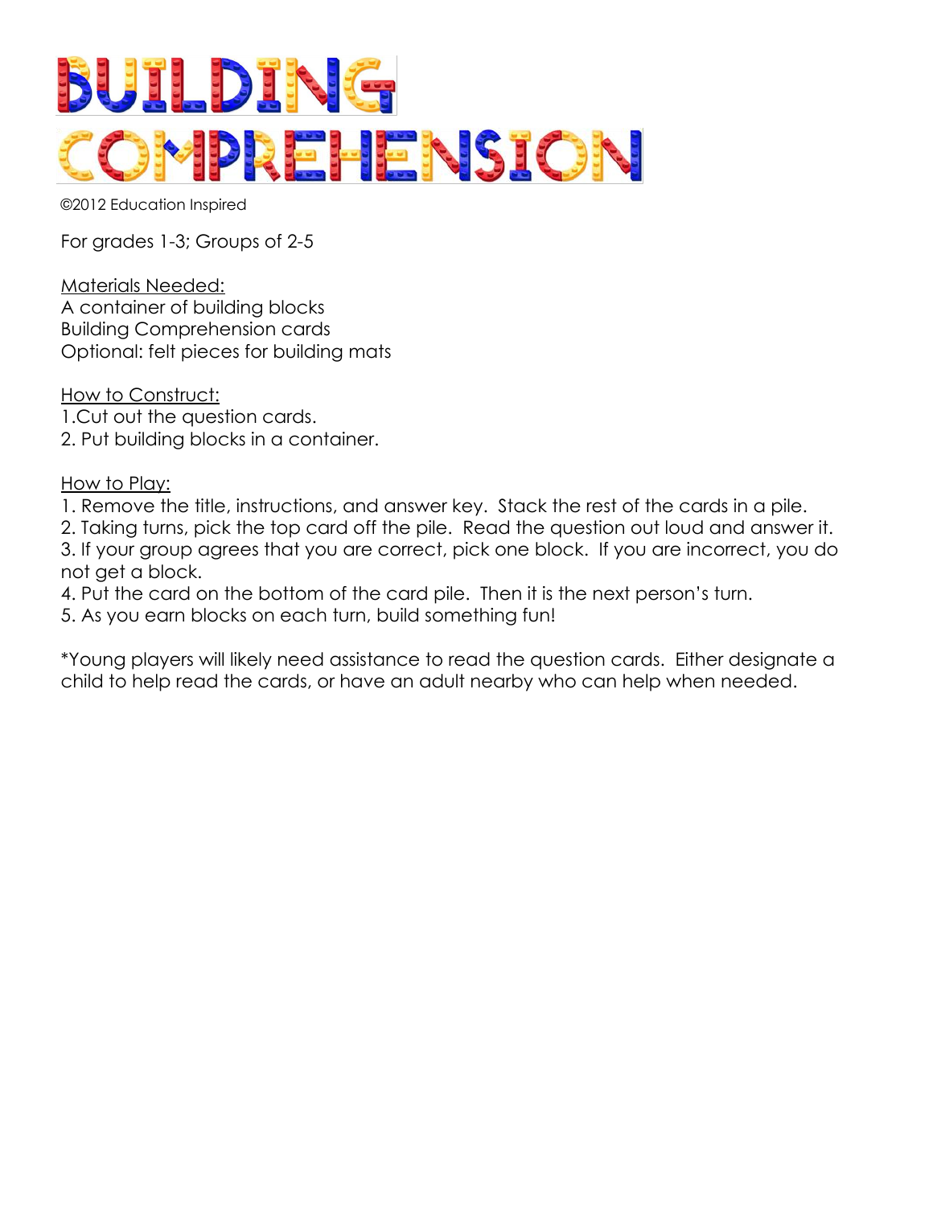# BUILDING COMPREHENSION

©2012 Education Inspired

For grades 1-3; Groups of 2-5

Materials Needed:
A container of building blocks
Building Comprehension cards
Optional: felt pieces for building mats

How to Construct:
1.Cut out the question cards.
2. Put building blocks in a container.

How to Play:
1. Remove the title, instructions, and answer key. Stack the rest of the cards in a pile.
2. Taking turns, pick the top card off the pile. Read the question out loud and answer it.
3. If your group agrees that you are correct, pick one block. If you are incorrect, you do not get a block.
4. Put the card on the bottom of the card pile. Then it is the next person's turn.
5. As you earn blocks on each turn, build something fun!

*Young players will likely need assistance to read the question cards. Either designate a child to help read the cards, or have an adult nearby who can help when needed.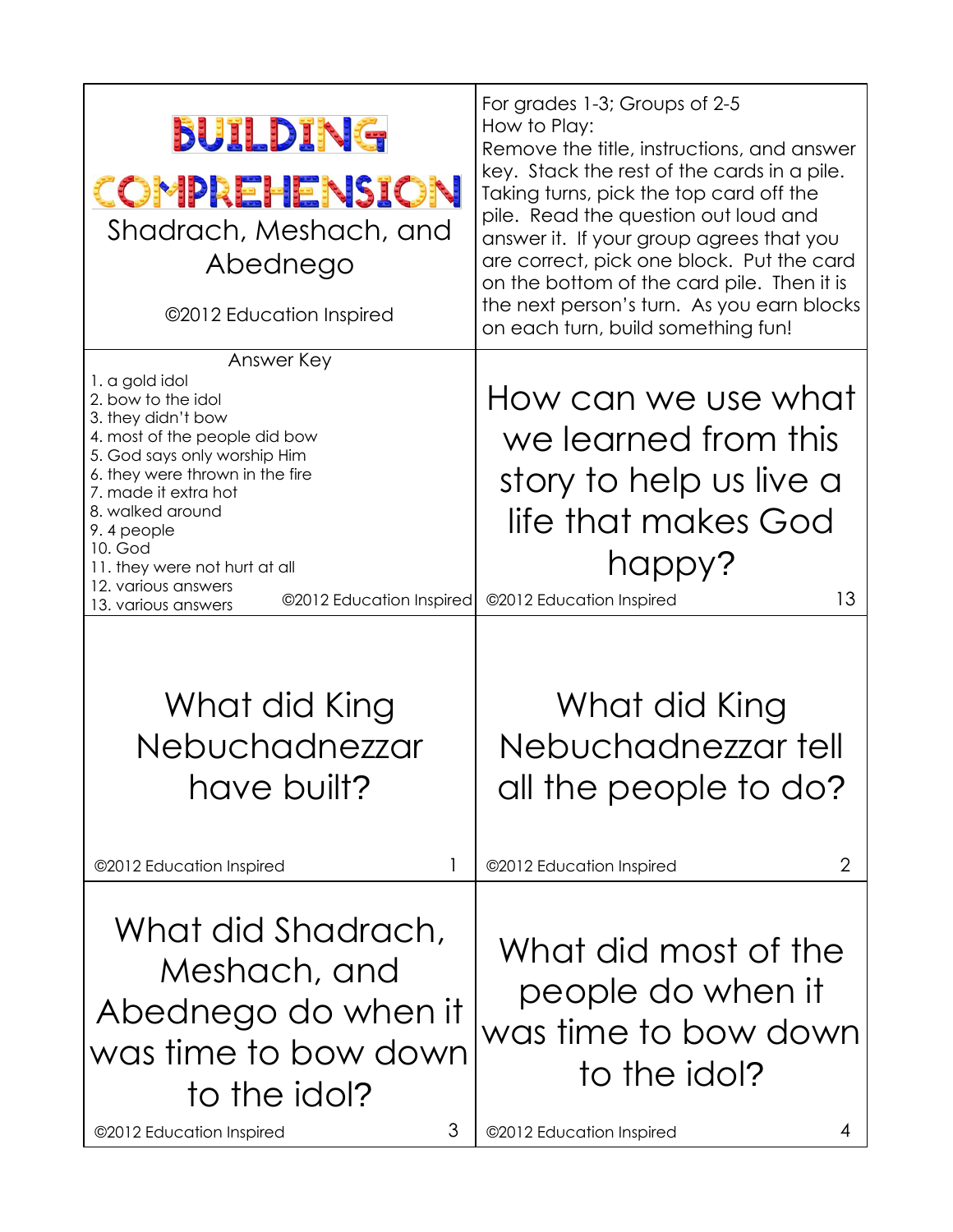# BUILDING COMPREHENSION

Shadrach, Meshach, and Abednego

©2012 Education Inspired

For grades 1-3; Groups of 2-5

How to Play:

Remove the title, instructions, and answer key. Stack the rest of the cards in a pile. Taking turns, pick the top card off the pile. Read the question out loud and answer it. If your group agrees that you are correct, pick one block. Put the card on the bottom of the card pile. Then it is the next person's turn. As you earn blocks on each turn, build something fun!

## Answer Key

1. a gold idol
2. bow to the idol
3. they didn't bow
4. most of the people did bow
5. God says only worship Him
6. they were thrown in the fire
7. made it extra hot
8. walked around
9. 4 people
10. God
11. they were not hurt at all
12. various answers
13. various answers

©2012 Education Inspired

How can we use what we learned from this story to help us live a life that makes God happy?

©2012 Education Inspired 13

What did King Nebuchadnezzar have built?

©2012 Education Inspired 1

What did King Nebuchadnezzar tell all the people to do?

©2012 Education Inspired 2

What did Shadrach, Meshach, and Abednego do when it was time to bow down to the idol?

©2012 Education Inspired 3

What did most of the people do when it was time to bow down to the idol?

©2012 Education Inspired 4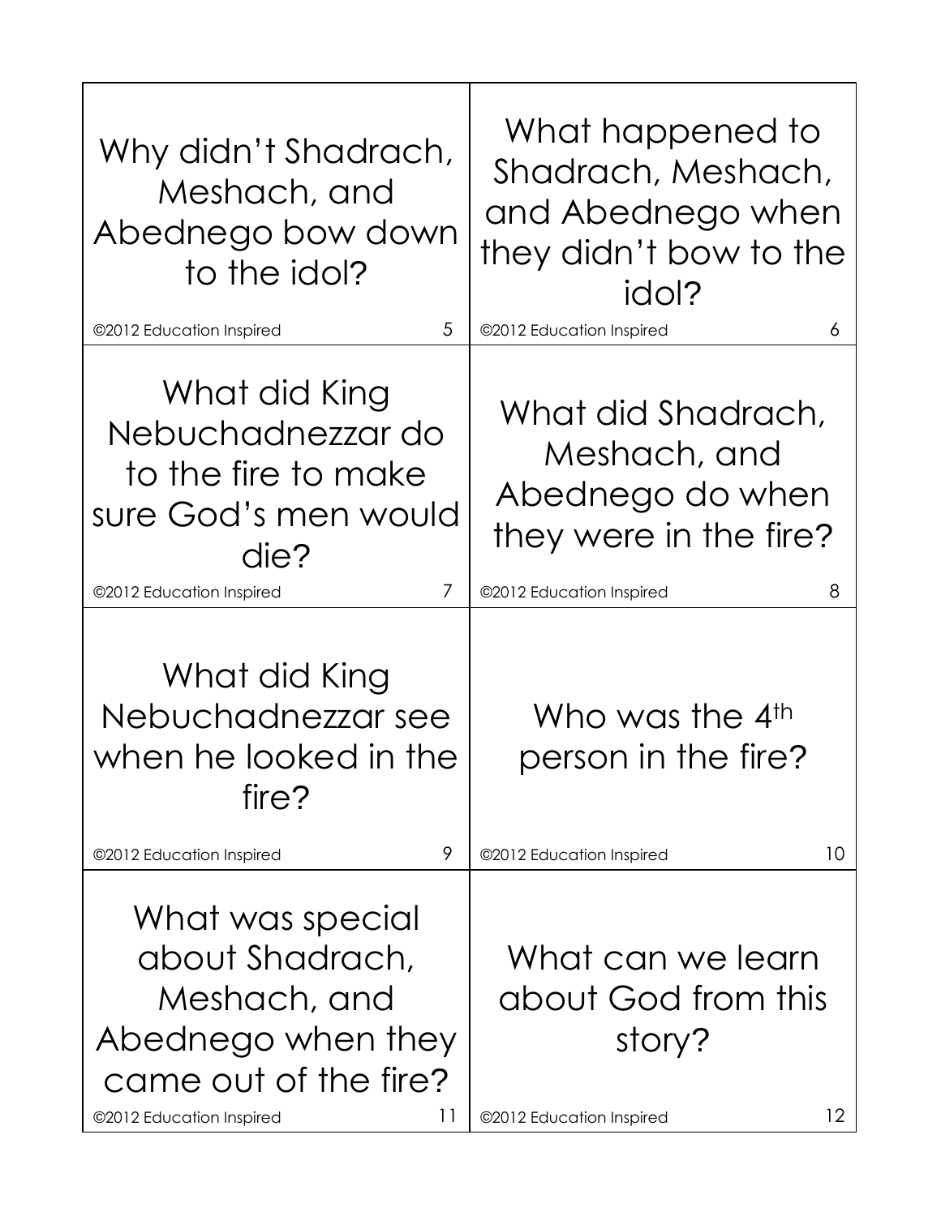| | |
|---|---|
| Why didn't Shadrach, Meshach, and Abednego bow down to the idol?<br>©2012 Education Inspired 5 | What happened to Shadrach, Meshach, and Abednego when they didn't bow to the idol?<br>©2012 Education Inspired 6 |
| What did King Nebuchadnezzar do to the fire to make sure God's men would die?<br>©2012 Education Inspired 7 | What did Shadrach, Meshach, and Abednego do when they were in the fire?<br>©2012 Education Inspired 8 |
| What did King Nebuchadnezzar see when he looked in the fire?<br>©2012 Education Inspired 9 | Who was the 4th person in the fire?<br>©2012 Education Inspired 10 |
| What was special about Shadrach, Meshach, and Abednego when they came out of the fire?<br>©2012 Education Inspired 11 | What can we learn about God from this story?<br>©2012 Education Inspired 12 |